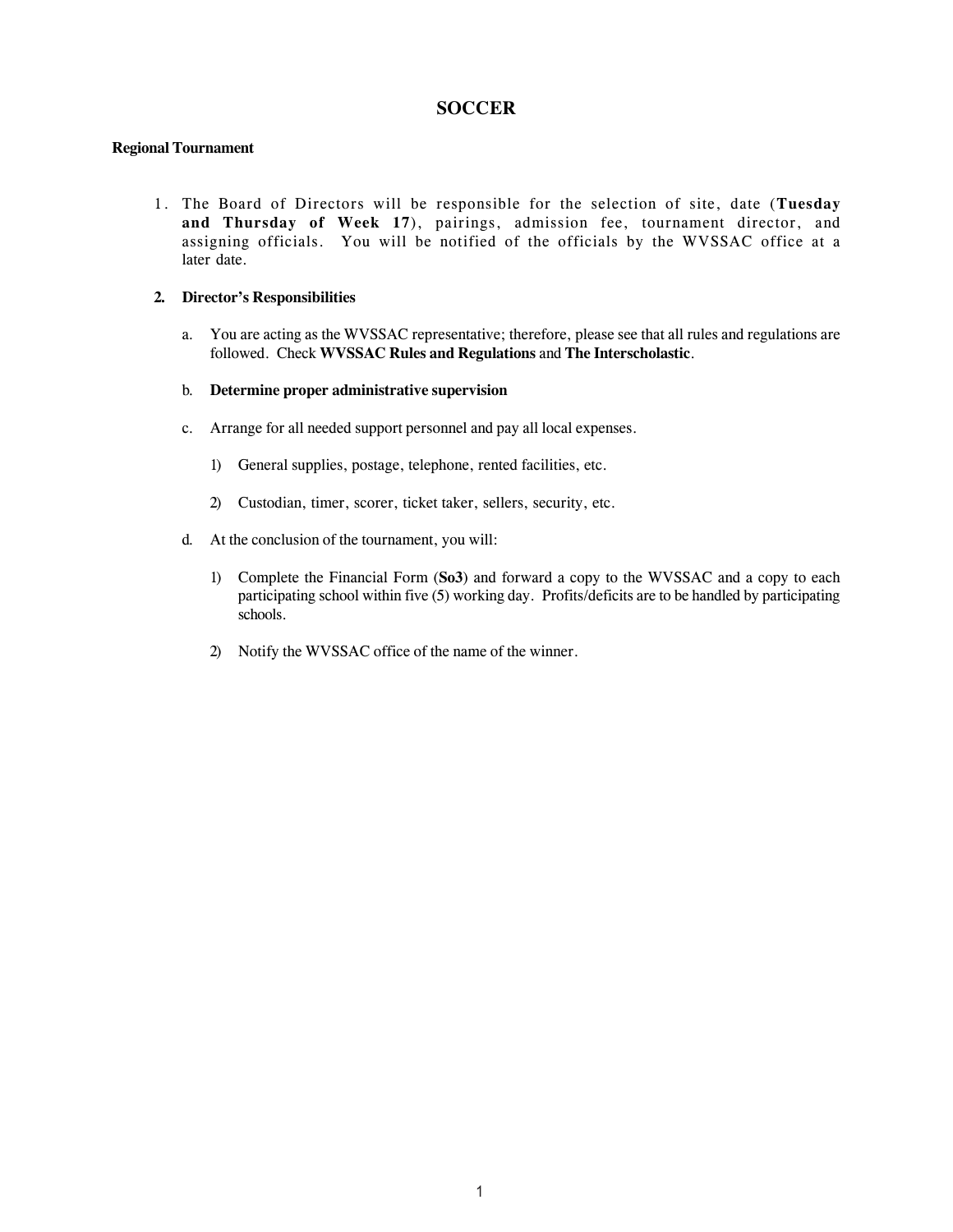# SOCCER

**Regional Tournament**

1. The Board of Directors will be responsible for the selection of site, date (**Tuesday and Thursday of Week 17**), pairings, admission fee, tournament director, and assigning officials. You will be notified of the officials by the WVSSAC office at a later date.

2. **Director's Responsibilities**

   a. You are acting as the WVSSAC representative; therefore, please see that all rules and regulations are followed. Check **WVSSAC Rules and Regulations** and **The Interscholastic**.

   b. **Determine proper administrative supervision**

   c. Arrange for all needed support personnel and pay all local expenses.

      1) General supplies, postage, telephone, rented facilities, etc.

      2) Custodian, timer, scorer, ticket taker, sellers, security, etc.

   d. At the conclusion of the tournament, you will:

      1) Complete the Financial Form (**So3**) and forward a copy to the WVSSAC and a copy to each participating school within five (5) working day. Profits/deficits are to be handled by participating schools.

      2) Notify the WVSSAC office of the name of the winner.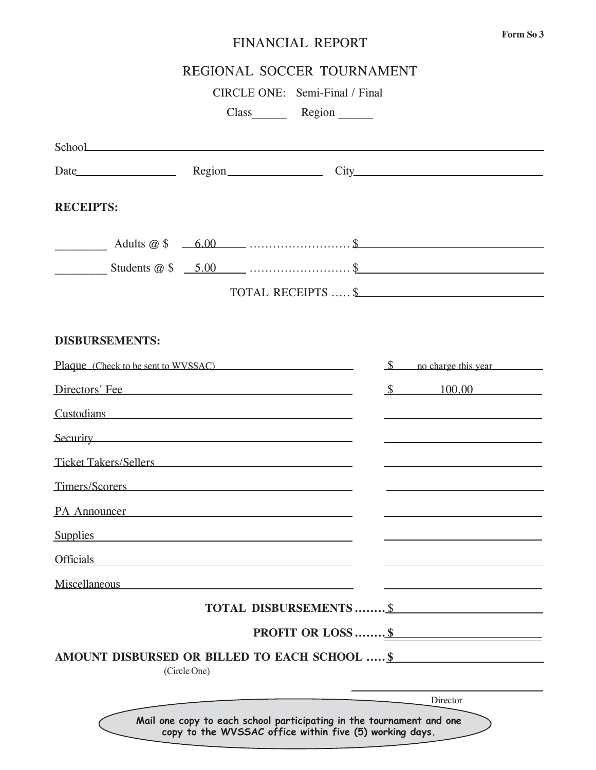Form So 3

# FINANCIAL REPORT

## REGIONAL SOCCER TOURNAMENT

CIRCLE ONE: Semi-Final / Final

Class______ Region ______

School________________________________________________

Date__________________ Region__________________ City__________________________

**RECEIPTS:**

________ Adults @ $ 6.00 ........................ $______________________

________ Students @ $ 5.00 ........................ $______________________

TOTAL RECEIPTS ..... $______________________

**DISBURSEMENTS:**

| | |
|---|---|
| Plaque (Check to be sent to WVSSAC) | $ no charge this year |
| Directors' Fee | $ 100.00 |
| Custodians | |
| Security | |
| Ticket Takers/Sellers | |
| Timers/Scorers | |
| PA Announcer | |
| Supplies | |
| Officials | |
| Miscellaneous | |

**TOTAL DISBURSEMENTS ........ $______________________**

**PROFIT OR LOSS ........ $______________________**

**AMOUNT DISBURSED OR BILLED TO EACH SCHOOL ..... $______________________**

(Circle One)

______________________

Director

**Mail one copy to each school participating in the tournament and one copy to the WVSSAC office within five (5) working days.**